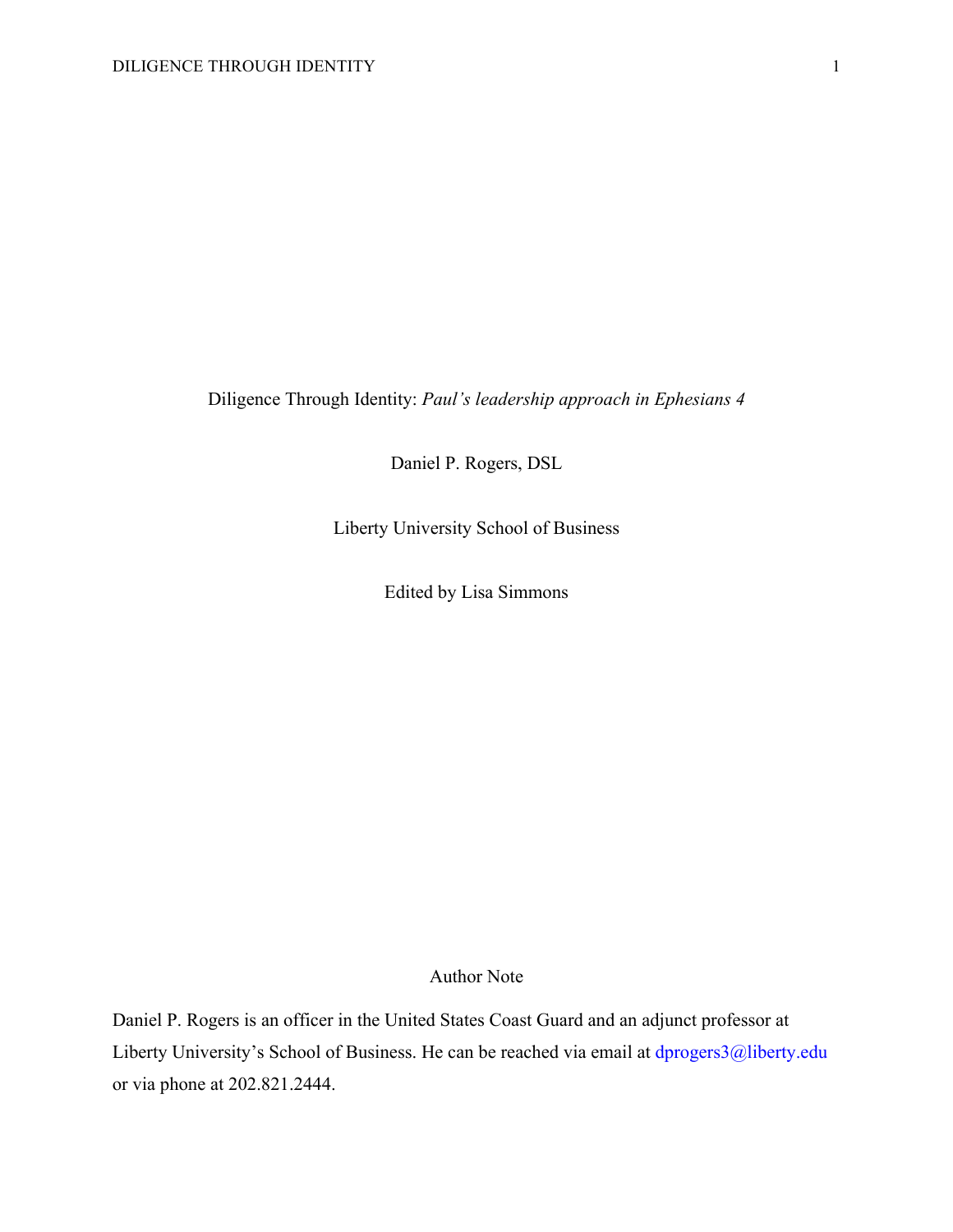# Diligence Through Identity: *Paul's leadership approach in Ephesians 4*

Daniel P. Rogers, DSL

Liberty University School of Business

Edited by Lisa Simmons

## Author Note

Daniel P. Rogers is an officer in the United States Coast Guard and an adjunct professor at Liberty University's School of Business. He can be reached via email at dprogers3@liberty.edu or via phone at 202.821.2444.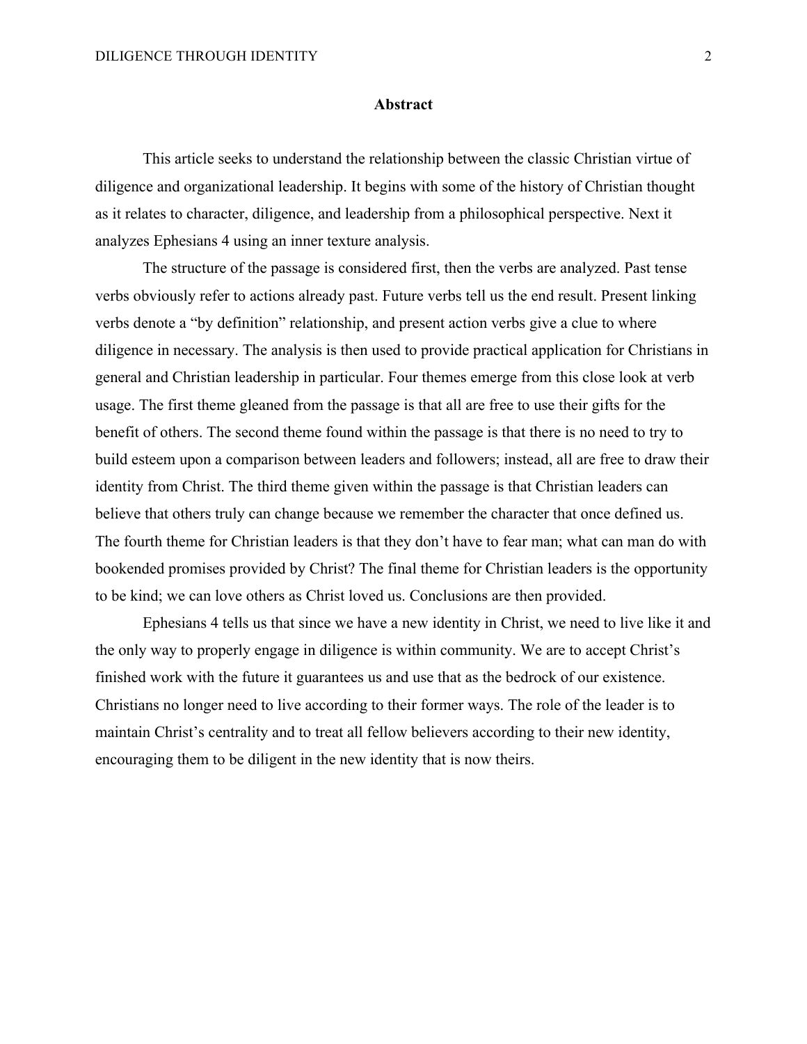## Abstract

This article seeks to understand the relationship between the classic Christian virtue of diligence and organizational leadership. It begins with some of the history of Christian thought as it relates to character, diligence, and leadership from a philosophical perspective. Next it analyzes Ephesians 4 using an inner texture analysis.

The structure of the passage is considered first, then the verbs are analyzed. Past tense verbs obviously refer to actions already past. Future verbs tell us the end result. Present linking verbs denote a "by definition" relationship, and present action verbs give a clue to where diligence in necessary. The analysis is then used to provide practical application for Christians in general and Christian leadership in particular. Four themes emerge from this close look at verb usage. The first theme gleaned from the passage is that all are free to use their gifts for the benefit of others. The second theme found within the passage is that there is no need to try to build esteem upon a comparison between leaders and followers; instead, all are free to draw their identity from Christ. The third theme given within the passage is that Christian leaders can believe that others truly can change because we remember the character that once defined us. The fourth theme for Christian leaders is that they don't have to fear man; what can man do with bookended promises provided by Christ? The final theme for Christian leaders is the opportunity to be kind; we can love others as Christ loved us. Conclusions are then provided.

Ephesians 4 tells us that since we have a new identity in Christ, we need to live like it and the only way to properly engage in diligence is within community. We are to accept Christ's finished work with the future it guarantees us and use that as the bedrock of our existence. Christians no longer need to live according to their former ways. The role of the leader is to maintain Christ's centrality and to treat all fellow believers according to their new identity, encouraging them to be diligent in the new identity that is now theirs.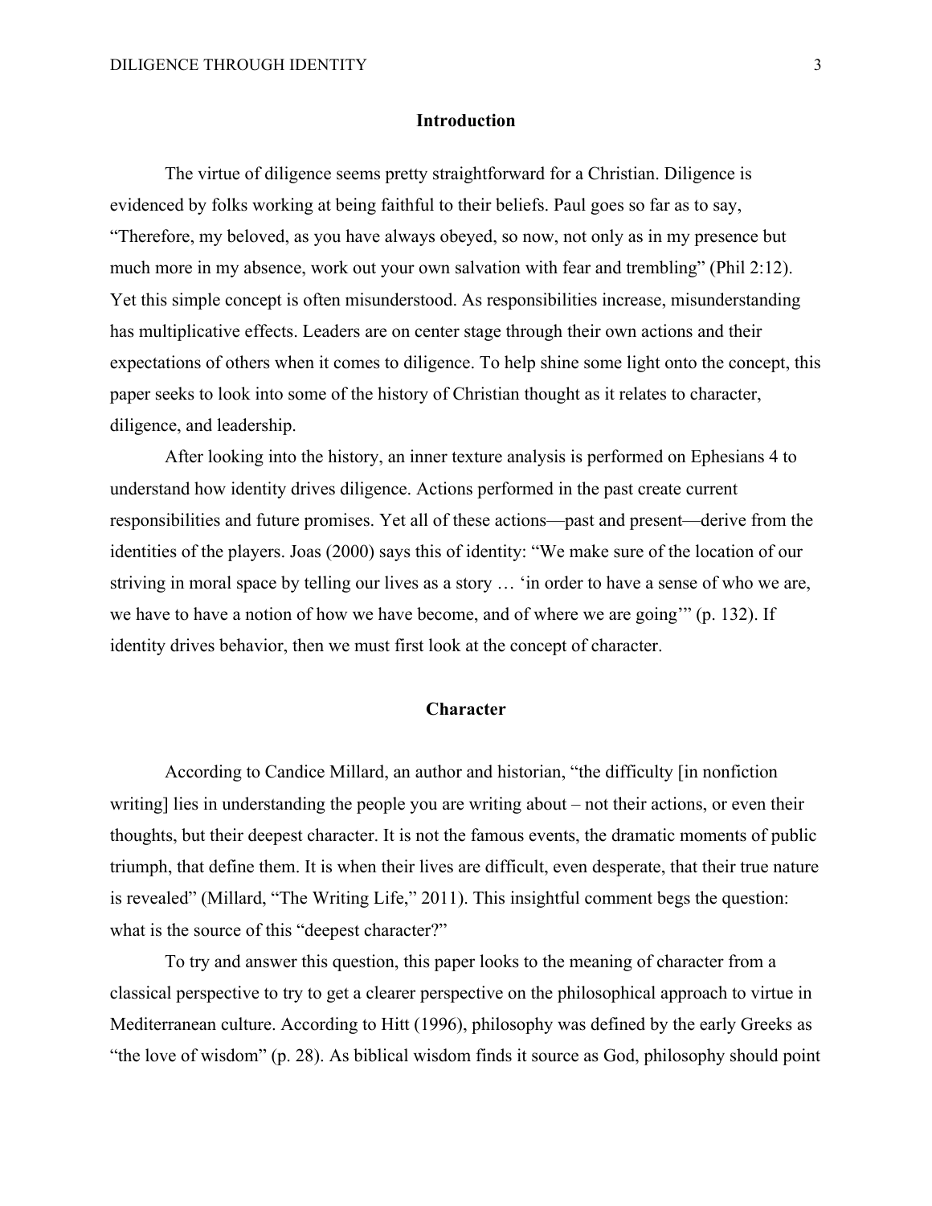## Introduction

The virtue of diligence seems pretty straightforward for a Christian. Diligence is evidenced by folks working at being faithful to their beliefs. Paul goes so far as to say, "Therefore, my beloved, as you have always obeyed, so now, not only as in my presence but much more in my absence, work out your own salvation with fear and trembling" (Phil 2:12). Yet this simple concept is often misunderstood. As responsibilities increase, misunderstanding has multiplicative effects. Leaders are on center stage through their own actions and their expectations of others when it comes to diligence. To help shine some light onto the concept, this paper seeks to look into some of the history of Christian thought as it relates to character, diligence, and leadership.

After looking into the history, an inner texture analysis is performed on Ephesians 4 to understand how identity drives diligence. Actions performed in the past create current responsibilities and future promises. Yet all of these actions—past and present—derive from the identities of the players. Joas (2000) says this of identity: "We make sure of the location of our striving in moral space by telling our lives as a story … 'in order to have a sense of who we are, we have to have a notion of how we have become, and of where we are going'" (p. 132). If identity drives behavior, then we must first look at the concept of character.

## Character

According to Candice Millard, an author and historian, "the difficulty [in nonfiction writing] lies in understanding the people you are writing about – not their actions, or even their thoughts, but their deepest character. It is not the famous events, the dramatic moments of public triumph, that define them. It is when their lives are difficult, even desperate, that their true nature is revealed" (Millard, "The Writing Life," 2011). This insightful comment begs the question: what is the source of this "deepest character?"

To try and answer this question, this paper looks to the meaning of character from a classical perspective to try to get a clearer perspective on the philosophical approach to virtue in Mediterranean culture. According to Hitt (1996), philosophy was defined by the early Greeks as "the love of wisdom" (p. 28). As biblical wisdom finds it source as God, philosophy should point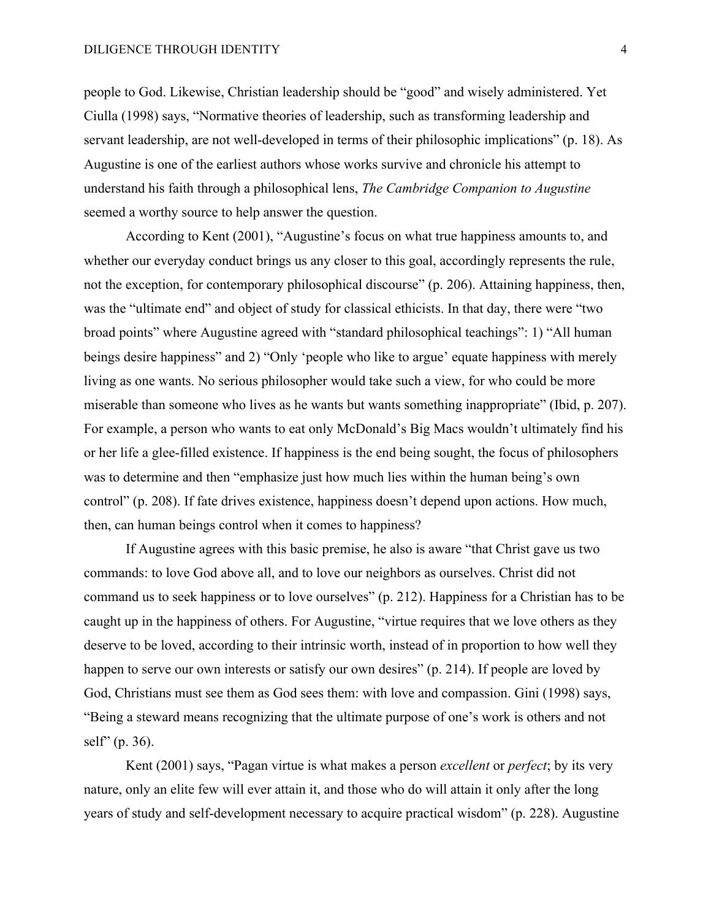people to God. Likewise, Christian leadership should be "good" and wisely administered. Yet Ciulla (1998) says, "Normative theories of leadership, such as transforming leadership and servant leadership, are not well-developed in terms of their philosophic implications" (p. 18). As Augustine is one of the earliest authors whose works survive and chronicle his attempt to understand his faith through a philosophical lens, *The Cambridge Companion to Augustine* seemed a worthy source to help answer the question.

According to Kent (2001), "Augustine's focus on what true happiness amounts to, and whether our everyday conduct brings us any closer to this goal, accordingly represents the rule, not the exception, for contemporary philosophical discourse" (p. 206). Attaining happiness, then, was the "ultimate end" and object of study for classical ethicists. In that day, there were "two broad points" where Augustine agreed with "standard philosophical teachings": 1) "All human beings desire happiness" and 2) "Only 'people who like to argue' equate happiness with merely living as one wants. No serious philosopher would take such a view, for who could be more miserable than someone who lives as he wants but wants something inappropriate" (Ibid, p. 207). For example, a person who wants to eat only McDonald's Big Macs wouldn't ultimately find his or her life a glee-filled existence. If happiness is the end being sought, the focus of philosophers was to determine and then "emphasize just how much lies within the human being's own control" (p. 208). If fate drives existence, happiness doesn't depend upon actions. How much, then, can human beings control when it comes to happiness?

If Augustine agrees with this basic premise, he also is aware "that Christ gave us two commands: to love God above all, and to love our neighbors as ourselves. Christ did not command us to seek happiness or to love ourselves" (p. 212). Happiness for a Christian has to be caught up in the happiness of others. For Augustine, "virtue requires that we love others as they deserve to be loved, according to their intrinsic worth, instead of in proportion to how well they happen to serve our own interests or satisfy our own desires" (p. 214). If people are loved by God, Christians must see them as God sees them: with love and compassion. Gini (1998) says, "Being a steward means recognizing that the ultimate purpose of one's work is others and not self" (p. 36).

Kent (2001) says, "Pagan virtue is what makes a person *excellent* or *perfect*; by its very nature, only an elite few will ever attain it, and those who do will attain it only after the long years of study and self-development necessary to acquire practical wisdom" (p. 228). Augustine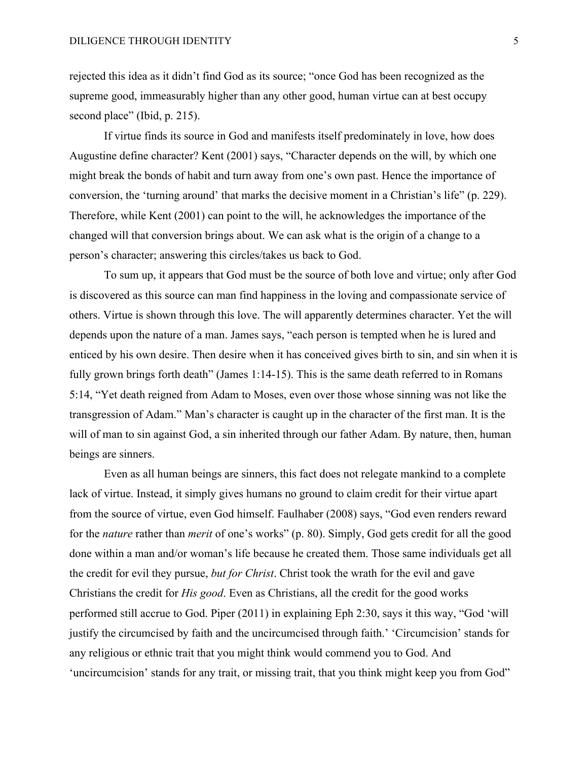rejected this idea as it didn't find God as its source; "once God has been recognized as the supreme good, immeasurably higher than any other good, human virtue can at best occupy second place" (Ibid, p. 215).

If virtue finds its source in God and manifests itself predominately in love, how does Augustine define character? Kent (2001) says, "Character depends on the will, by which one might break the bonds of habit and turn away from one's own past. Hence the importance of conversion, the 'turning around' that marks the decisive moment in a Christian's life" (p. 229). Therefore, while Kent (2001) can point to the will, he acknowledges the importance of the changed will that conversion brings about. We can ask what is the origin of a change to a person's character; answering this circles/takes us back to God.

To sum up, it appears that God must be the source of both love and virtue; only after God is discovered as this source can man find happiness in the loving and compassionate service of others. Virtue is shown through this love. The will apparently determines character. Yet the will depends upon the nature of a man. James says, "each person is tempted when he is lured and enticed by his own desire. Then desire when it has conceived gives birth to sin, and sin when it is fully grown brings forth death" (James 1:14-15). This is the same death referred to in Romans 5:14, "Yet death reigned from Adam to Moses, even over those whose sinning was not like the transgression of Adam." Man's character is caught up in the character of the first man. It is the will of man to sin against God, a sin inherited through our father Adam. By nature, then, human beings are sinners.

Even as all human beings are sinners, this fact does not relegate mankind to a complete lack of virtue. Instead, it simply gives humans no ground to claim credit for their virtue apart from the source of virtue, even God himself. Faulhaber (2008) says, "God even renders reward for the *nature* rather than *merit* of one's works" (p. 80). Simply, God gets credit for all the good done within a man and/or woman's life because he created them. Those same individuals get all the credit for evil they pursue, *but for Christ*. Christ took the wrath for the evil and gave Christians the credit for *His good*. Even as Christians, all the credit for the good works performed still accrue to God. Piper (2011) in explaining Eph 2:30, says it this way, "God 'will justify the circumcised by faith and the uncircumcised through faith.' 'Circumcision' stands for any religious or ethnic trait that you might think would commend you to God. And 'uncircumcision' stands for any trait, or missing trait, that you think might keep you from God"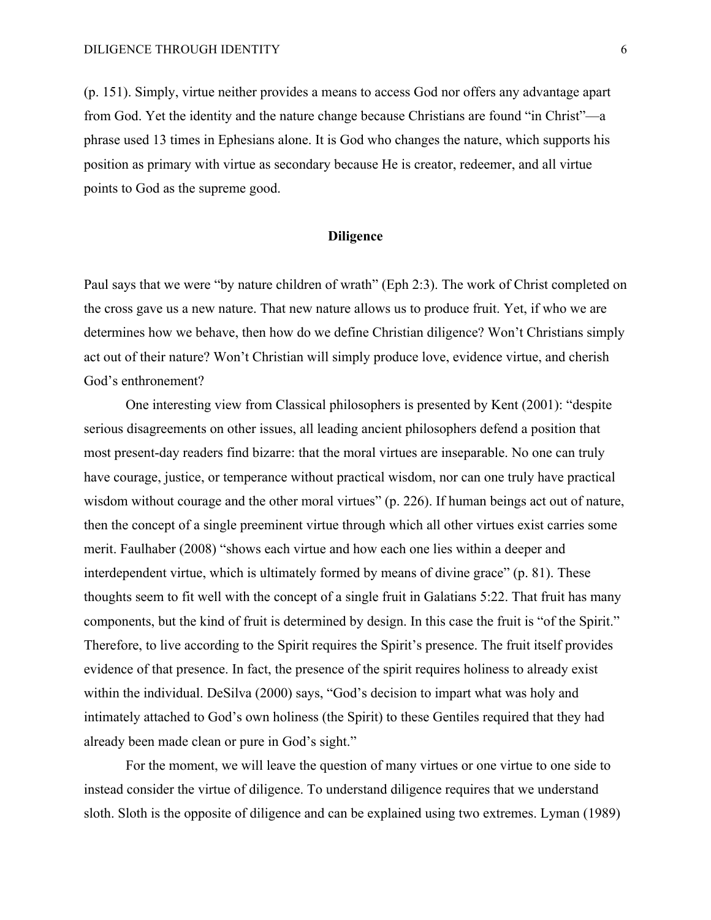(p. 151). Simply, virtue neither provides a means to access God nor offers any advantage apart from God. Yet the identity and the nature change because Christians are found "in Christ"—a phrase used 13 times in Ephesians alone. It is God who changes the nature, which supports his position as primary with virtue as secondary because He is creator, redeemer, and all virtue points to God as the supreme good.

## Diligence

Paul says that we were "by nature children of wrath" (Eph 2:3). The work of Christ completed on the cross gave us a new nature. That new nature allows us to produce fruit. Yet, if who we are determines how we behave, then how do we define Christian diligence? Won't Christians simply act out of their nature? Won't Christian will simply produce love, evidence virtue, and cherish God's enthronement?

One interesting view from Classical philosophers is presented by Kent (2001): "despite serious disagreements on other issues, all leading ancient philosophers defend a position that most present-day readers find bizarre: that the moral virtues are inseparable. No one can truly have courage, justice, or temperance without practical wisdom, nor can one truly have practical wisdom without courage and the other moral virtues" (p. 226). If human beings act out of nature, then the concept of a single preeminent virtue through which all other virtues exist carries some merit. Faulhaber (2008) "shows each virtue and how each one lies within a deeper and interdependent virtue, which is ultimately formed by means of divine grace" (p. 81). These thoughts seem to fit well with the concept of a single fruit in Galatians 5:22. That fruit has many components, but the kind of fruit is determined by design. In this case the fruit is "of the Spirit." Therefore, to live according to the Spirit requires the Spirit's presence. The fruit itself provides evidence of that presence. In fact, the presence of the spirit requires holiness to already exist within the individual. DeSilva (2000) says, "God's decision to impart what was holy and intimately attached to God's own holiness (the Spirit) to these Gentiles required that they had already been made clean or pure in God's sight."

For the moment, we will leave the question of many virtues or one virtue to one side to instead consider the virtue of diligence. To understand diligence requires that we understand sloth. Sloth is the opposite of diligence and can be explained using two extremes. Lyman (1989)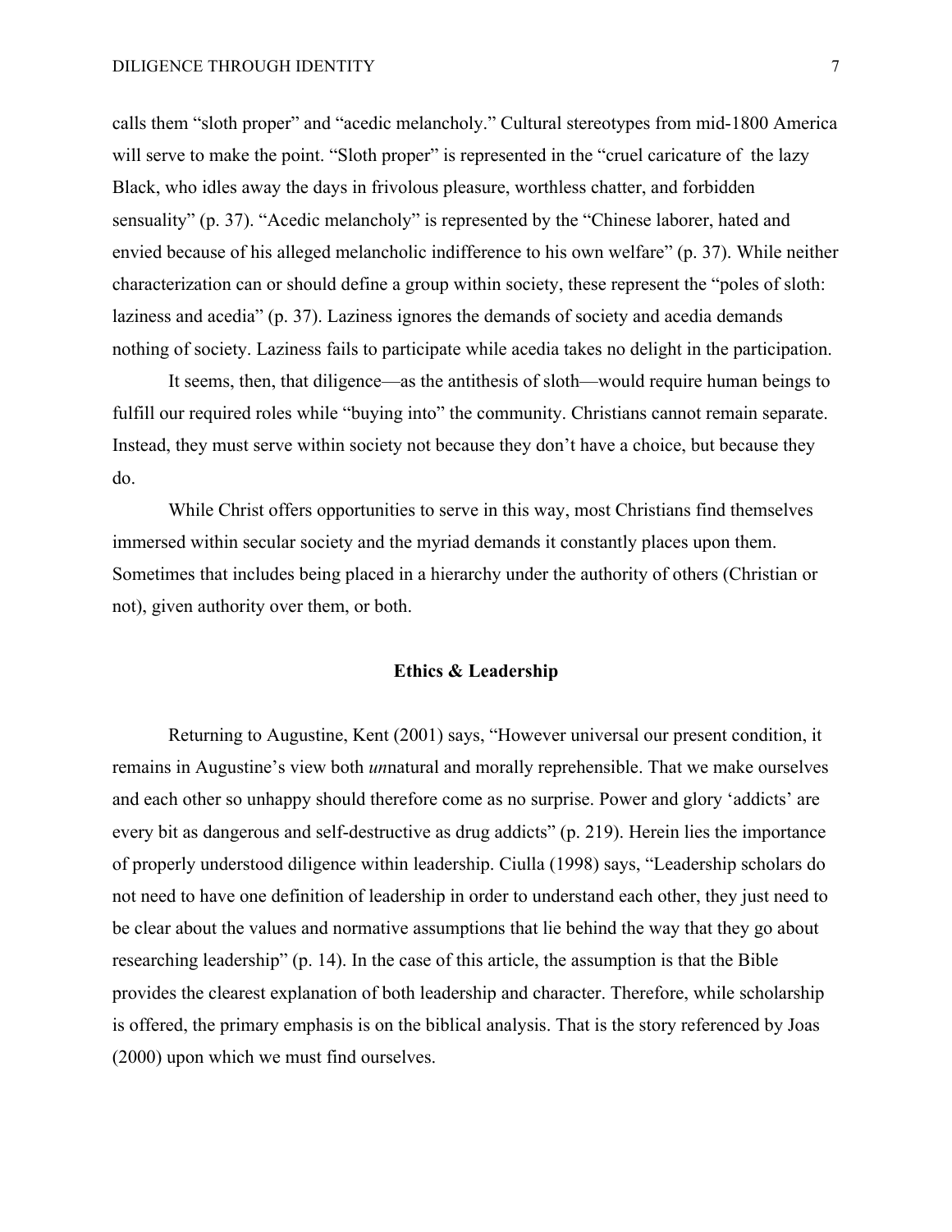calls them "sloth proper" and "acedic melancholy." Cultural stereotypes from mid-1800 America will serve to make the point. "Sloth proper" is represented in the "cruel caricature of the lazy Black, who idles away the days in frivolous pleasure, worthless chatter, and forbidden sensuality" (p. 37). "Acedic melancholy" is represented by the "Chinese laborer, hated and envied because of his alleged melancholic indifference to his own welfare" (p. 37). While neither characterization can or should define a group within society, these represent the "poles of sloth: laziness and acedia" (p. 37). Laziness ignores the demands of society and acedia demands nothing of society. Laziness fails to participate while acedia takes no delight in the participation.

It seems, then, that diligence—as the antithesis of sloth—would require human beings to fulfill our required roles while "buying into" the community. Christians cannot remain separate. Instead, they must serve within society not because they don't have a choice, but because they do.

While Christ offers opportunities to serve in this way, most Christians find themselves immersed within secular society and the myriad demands it constantly places upon them. Sometimes that includes being placed in a hierarchy under the authority of others (Christian or not), given authority over them, or both.

## Ethics & Leadership

Returning to Augustine, Kent (2001) says, "However universal our present condition, it remains in Augustine's view both *un*natural and morally reprehensible. That we make ourselves and each other so unhappy should therefore come as no surprise. Power and glory 'addicts' are every bit as dangerous and self-destructive as drug addicts" (p. 219). Herein lies the importance of properly understood diligence within leadership. Ciulla (1998) says, "Leadership scholars do not need to have one definition of leadership in order to understand each other, they just need to be clear about the values and normative assumptions that lie behind the way that they go about researching leadership" (p. 14). In the case of this article, the assumption is that the Bible provides the clearest explanation of both leadership and character. Therefore, while scholarship is offered, the primary emphasis is on the biblical analysis. That is the story referenced by Joas (2000) upon which we must find ourselves.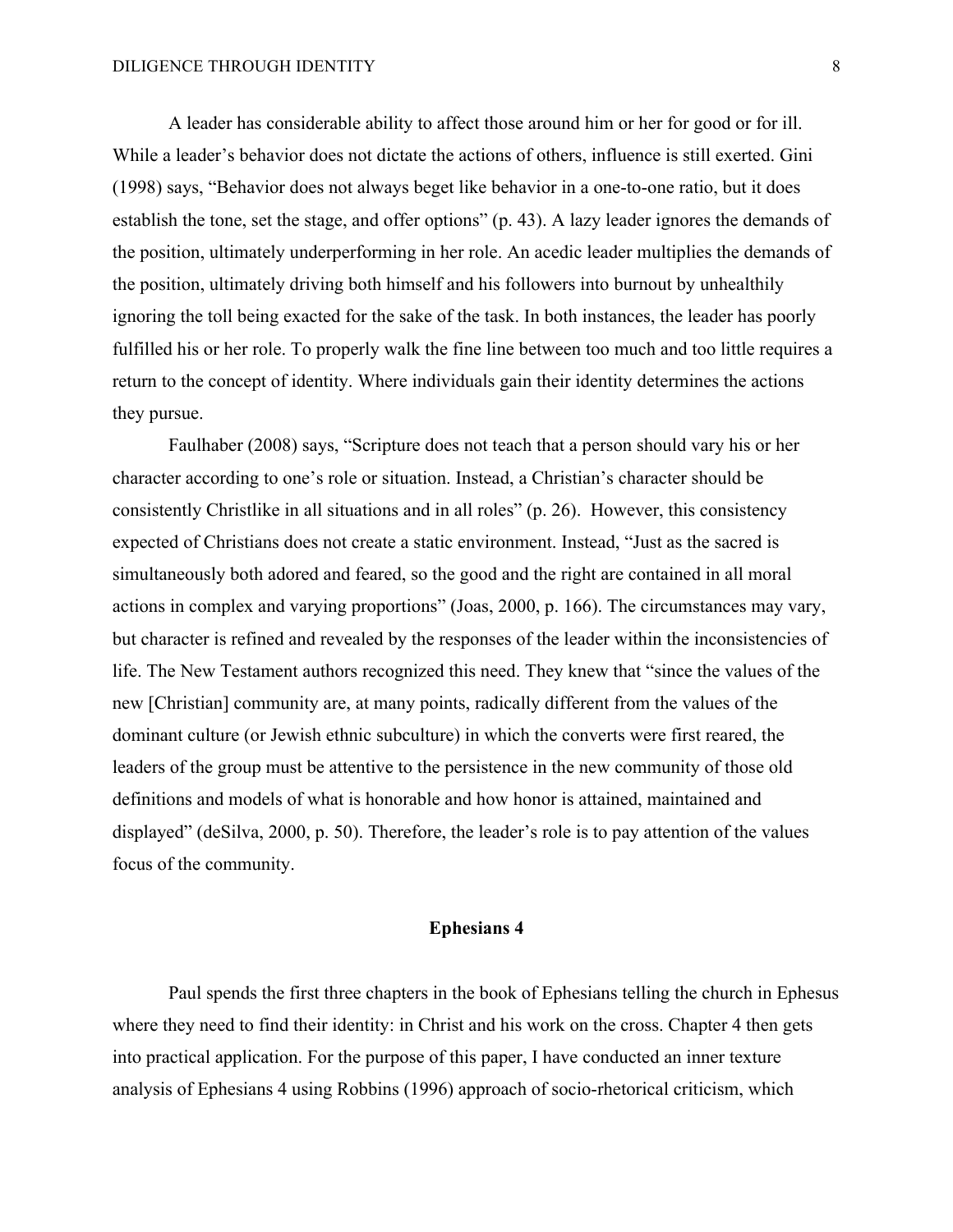A leader has considerable ability to affect those around him or her for good or for ill. While a leader's behavior does not dictate the actions of others, influence is still exerted. Gini (1998) says, "Behavior does not always beget like behavior in a one-to-one ratio, but it does establish the tone, set the stage, and offer options" (p. 43). A lazy leader ignores the demands of the position, ultimately underperforming in her role. An acedic leader multiplies the demands of the position, ultimately driving both himself and his followers into burnout by unhealthily ignoring the toll being exacted for the sake of the task. In both instances, the leader has poorly fulfilled his or her role. To properly walk the fine line between too much and too little requires a return to the concept of identity. Where individuals gain their identity determines the actions they pursue.

Faulhaber (2008) says, "Scripture does not teach that a person should vary his or her character according to one's role or situation. Instead, a Christian's character should be consistently Christlike in all situations and in all roles" (p. 26). However, this consistency expected of Christians does not create a static environment. Instead, "Just as the sacred is simultaneously both adored and feared, so the good and the right are contained in all moral actions in complex and varying proportions" (Joas, 2000, p. 166). The circumstances may vary, but character is refined and revealed by the responses of the leader within the inconsistencies of life. The New Testament authors recognized this need. They knew that "since the values of the new [Christian] community are, at many points, radically different from the values of the dominant culture (or Jewish ethnic subculture) in which the converts were first reared, the leaders of the group must be attentive to the persistence in the new community of those old definitions and models of what is honorable and how honor is attained, maintained and displayed" (deSilva, 2000, p. 50). Therefore, the leader's role is to pay attention of the values focus of the community.

## Ephesians 4

Paul spends the first three chapters in the book of Ephesians telling the church in Ephesus where they need to find their identity: in Christ and his work on the cross. Chapter 4 then gets into practical application. For the purpose of this paper, I have conducted an inner texture analysis of Ephesians 4 using Robbins (1996) approach of socio-rhetorical criticism, which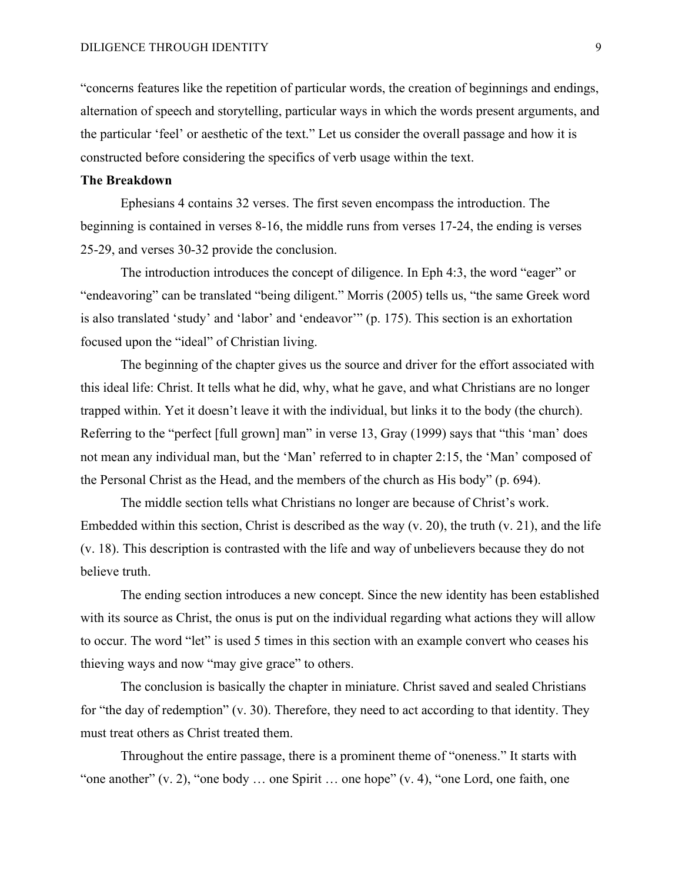"concerns features like the repetition of particular words, the creation of beginnings and endings, alternation of speech and storytelling, particular ways in which the words present arguments, and the particular 'feel' or aesthetic of the text." Let us consider the overall passage and how it is constructed before considering the specifics of verb usage within the text.

**The Breakdown**

Ephesians 4 contains 32 verses. The first seven encompass the introduction. The beginning is contained in verses 8-16, the middle runs from verses 17-24, the ending is verses 25-29, and verses 30-32 provide the conclusion.

The introduction introduces the concept of diligence. In Eph 4:3, the word "eager" or "endeavoring" can be translated "being diligent." Morris (2005) tells us, "the same Greek word is also translated 'study' and 'labor' and 'endeavor'" (p. 175). This section is an exhortation focused upon the "ideal" of Christian living.

The beginning of the chapter gives us the source and driver for the effort associated with this ideal life: Christ. It tells what he did, why, what he gave, and what Christians are no longer trapped within. Yet it doesn't leave it with the individual, but links it to the body (the church). Referring to the "perfect [full grown] man" in verse 13, Gray (1999) says that "this 'man' does not mean any individual man, but the 'Man' referred to in chapter 2:15, the 'Man' composed of the Personal Christ as the Head, and the members of the church as His body" (p. 694).

The middle section tells what Christians no longer are because of Christ's work. Embedded within this section, Christ is described as the way (v. 20), the truth (v. 21), and the life (v. 18). This description is contrasted with the life and way of unbelievers because they do not believe truth.

The ending section introduces a new concept. Since the new identity has been established with its source as Christ, the onus is put on the individual regarding what actions they will allow to occur. The word "let" is used 5 times in this section with an example convert who ceases his thieving ways and now "may give grace" to others.

The conclusion is basically the chapter in miniature. Christ saved and sealed Christians for "the day of redemption" (v. 30). Therefore, they need to act according to that identity. They must treat others as Christ treated them.

Throughout the entire passage, there is a prominent theme of "oneness." It starts with "one another" (v. 2), "one body … one Spirit … one hope" (v. 4), "one Lord, one faith, one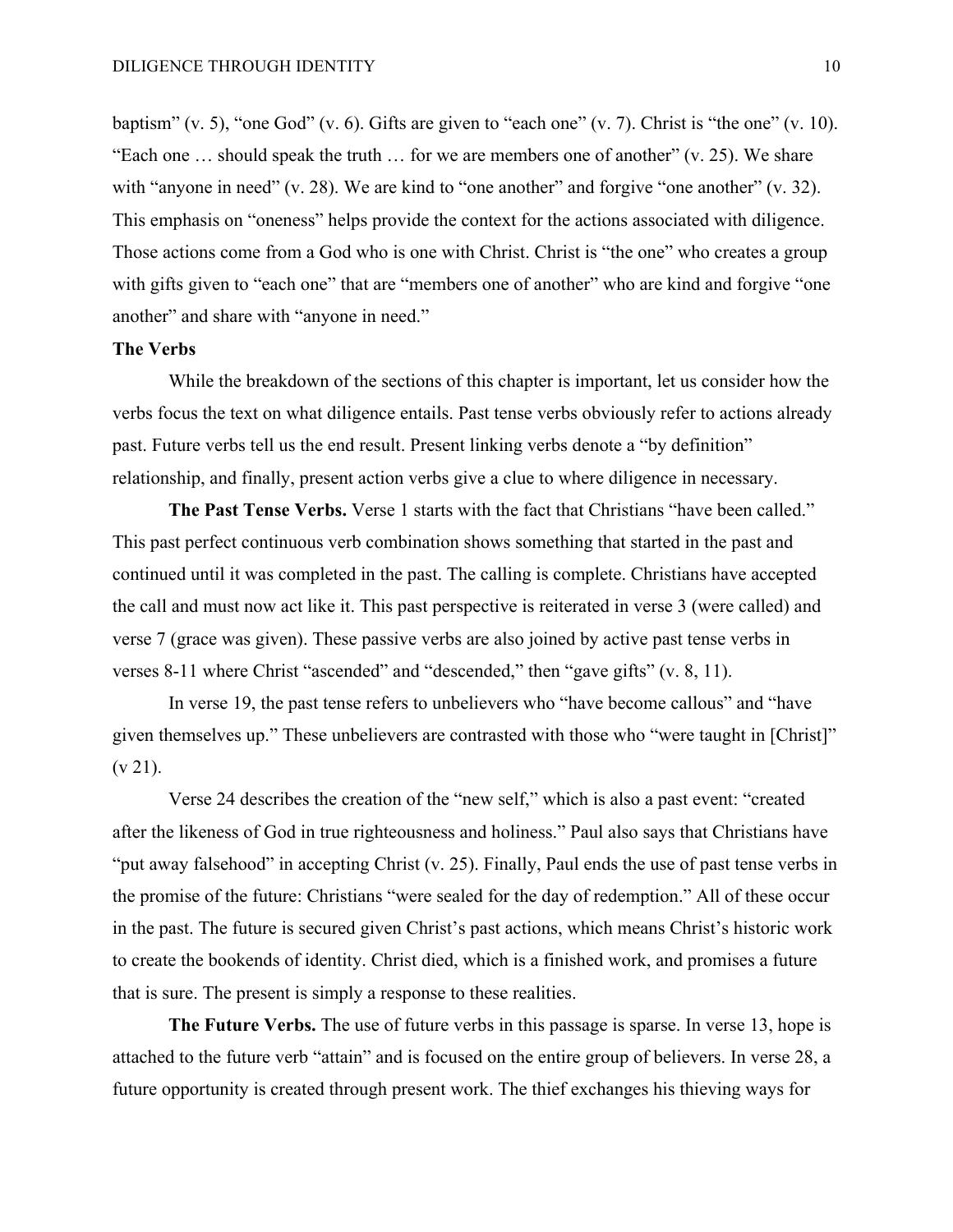baptism" (v. 5), "one God" (v. 6). Gifts are given to "each one" (v. 7). Christ is "the one" (v. 10). "Each one … should speak the truth … for we are members one of another" (v. 25). We share with "anyone in need" (v. 28). We are kind to "one another" and forgive "one another" (v. 32). This emphasis on "oneness" helps provide the context for the actions associated with diligence. Those actions come from a God who is one with Christ. Christ is "the one" who creates a group with gifts given to "each one" that are "members one of another" who are kind and forgive "one another" and share with "anyone in need."

**The Verbs**

While the breakdown of the sections of this chapter is important, let us consider how the verbs focus the text on what diligence entails. Past tense verbs obviously refer to actions already past. Future verbs tell us the end result. Present linking verbs denote a "by definition" relationship, and finally, present action verbs give a clue to where diligence in necessary.

**The Past Tense Verbs.** Verse 1 starts with the fact that Christians "have been called." This past perfect continuous verb combination shows something that started in the past and continued until it was completed in the past. The calling is complete. Christians have accepted the call and must now act like it. This past perspective is reiterated in verse 3 (were called) and verse 7 (grace was given). These passive verbs are also joined by active past tense verbs in verses 8-11 where Christ "ascended" and "descended," then "gave gifts" (v. 8, 11).

In verse 19, the past tense refers to unbelievers who "have become callous" and "have given themselves up." These unbelievers are contrasted with those who "were taught in [Christ]" (v 21).

Verse 24 describes the creation of the "new self," which is also a past event: "created after the likeness of God in true righteousness and holiness." Paul also says that Christians have "put away falsehood" in accepting Christ (v. 25). Finally, Paul ends the use of past tense verbs in the promise of the future: Christians "were sealed for the day of redemption." All of these occur in the past. The future is secured given Christ's past actions, which means Christ's historic work to create the bookends of identity. Christ died, which is a finished work, and promises a future that is sure. The present is simply a response to these realities.

**The Future Verbs.** The use of future verbs in this passage is sparse. In verse 13, hope is attached to the future verb "attain" and is focused on the entire group of believers. In verse 28, a future opportunity is created through present work. The thief exchanges his thieving ways for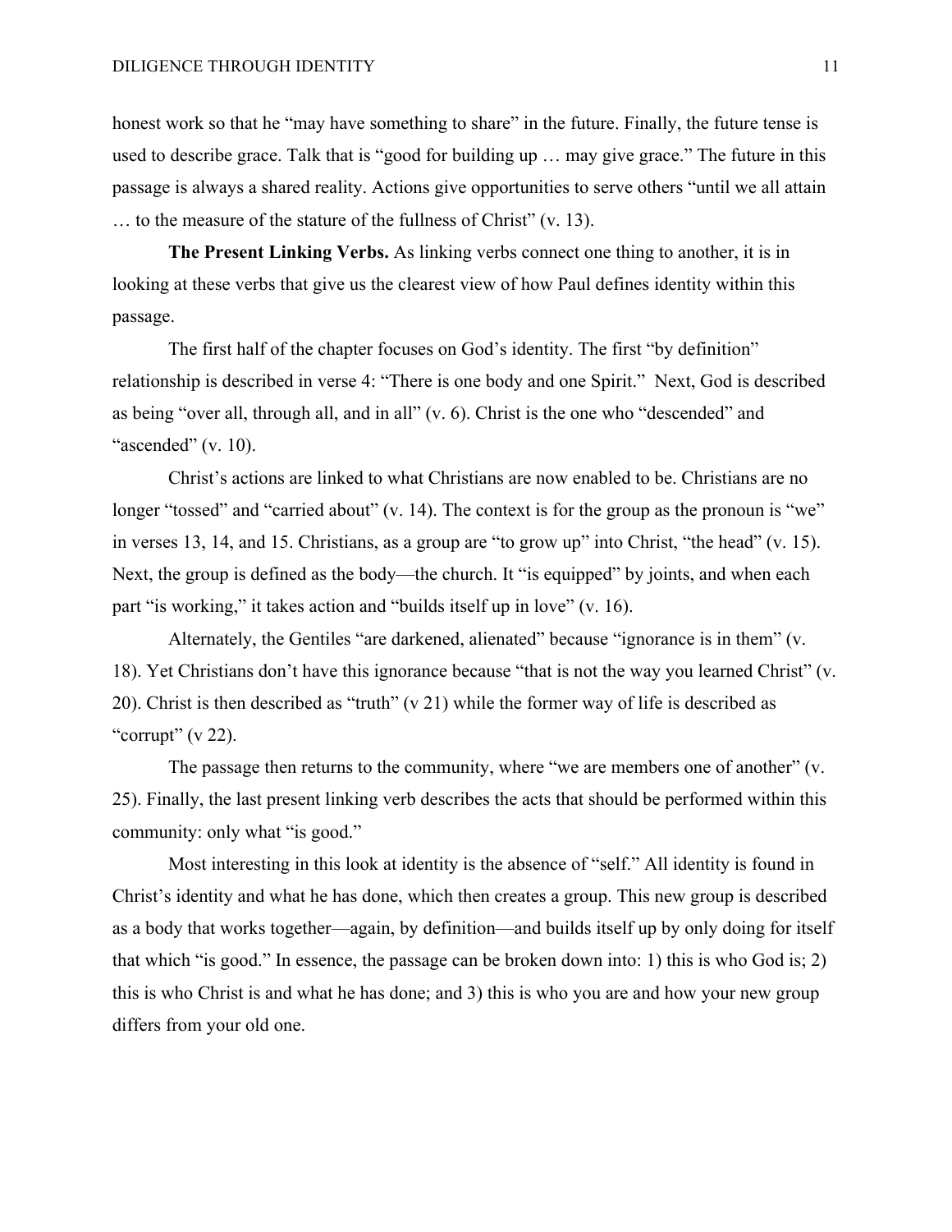honest work so that he "may have something to share" in the future. Finally, the future tense is used to describe grace. Talk that is "good for building up … may give grace." The future in this passage is always a shared reality. Actions give opportunities to serve others "until we all attain … to the measure of the stature of the fullness of Christ" (v. 13).

**The Present Linking Verbs.** As linking verbs connect one thing to another, it is in looking at these verbs that give us the clearest view of how Paul defines identity within this passage.

The first half of the chapter focuses on God's identity. The first "by definition" relationship is described in verse 4: "There is one body and one Spirit." Next, God is described as being "over all, through all, and in all" (v. 6). Christ is the one who "descended" and "ascended" (v. 10).

Christ's actions are linked to what Christians are now enabled to be. Christians are no longer "tossed" and "carried about" (v. 14). The context is for the group as the pronoun is "we" in verses 13, 14, and 15. Christians, as a group are "to grow up" into Christ, "the head" (v. 15). Next, the group is defined as the body—the church. It "is equipped" by joints, and when each part "is working," it takes action and "builds itself up in love" (v. 16).

Alternately, the Gentiles "are darkened, alienated" because "ignorance is in them" (v. 18). Yet Christians don't have this ignorance because "that is not the way you learned Christ" (v. 20). Christ is then described as "truth" (v 21) while the former way of life is described as "corrupt" (v 22).

The passage then returns to the community, where "we are members one of another" (v. 25). Finally, the last present linking verb describes the acts that should be performed within this community: only what "is good."

Most interesting in this look at identity is the absence of "self." All identity is found in Christ's identity and what he has done, which then creates a group. This new group is described as a body that works together—again, by definition—and builds itself up by only doing for itself that which "is good." In essence, the passage can be broken down into: 1) this is who God is; 2) this is who Christ is and what he has done; and 3) this is who you are and how your new group differs from your old one.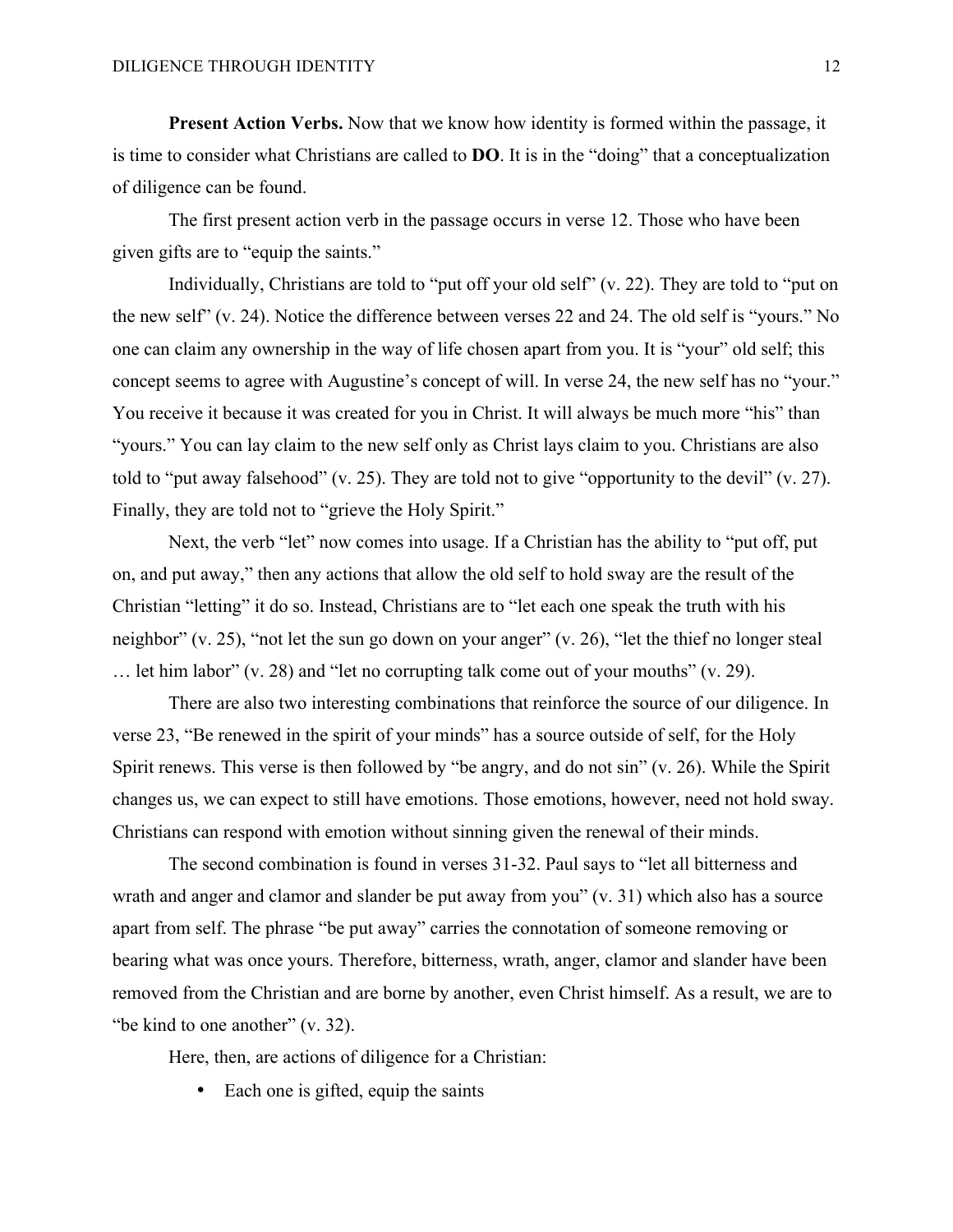**Present Action Verbs.** Now that we know how identity is formed within the passage, it is time to consider what Christians are called to **DO**. It is in the "doing" that a conceptualization of diligence can be found.

The first present action verb in the passage occurs in verse 12. Those who have been given gifts are to "equip the saints."

Individually, Christians are told to "put off your old self" (v. 22). They are told to "put on the new self" (v. 24). Notice the difference between verses 22 and 24. The old self is "yours." No one can claim any ownership in the way of life chosen apart from you. It is "your" old self; this concept seems to agree with Augustine's concept of will. In verse 24, the new self has no "your." You receive it because it was created for you in Christ. It will always be much more "his" than "yours." You can lay claim to the new self only as Christ lays claim to you. Christians are also told to "put away falsehood" (v. 25). They are told not to give "opportunity to the devil" (v. 27). Finally, they are told not to "grieve the Holy Spirit."

Next, the verb "let" now comes into usage. If a Christian has the ability to "put off, put on, and put away," then any actions that allow the old self to hold sway are the result of the Christian "letting" it do so. Instead, Christians are to "let each one speak the truth with his neighbor" (v. 25), "not let the sun go down on your anger" (v. 26), "let the thief no longer steal … let him labor" (v. 28) and "let no corrupting talk come out of your mouths" (v. 29).

There are also two interesting combinations that reinforce the source of our diligence. In verse 23, "Be renewed in the spirit of your minds" has a source outside of self, for the Holy Spirit renews. This verse is then followed by "be angry, and do not sin" (v. 26). While the Spirit changes us, we can expect to still have emotions. Those emotions, however, need not hold sway. Christians can respond with emotion without sinning given the renewal of their minds.

The second combination is found in verses 31-32. Paul says to "let all bitterness and wrath and anger and clamor and slander be put away from you" (v. 31) which also has a source apart from self. The phrase "be put away" carries the connotation of someone removing or bearing what was once yours. Therefore, bitterness, wrath, anger, clamor and slander have been removed from the Christian and are borne by another, even Christ himself. As a result, we are to "be kind to one another" (v. 32).

Here, then, are actions of diligence for a Christian:

- Each one is gifted, equip the saints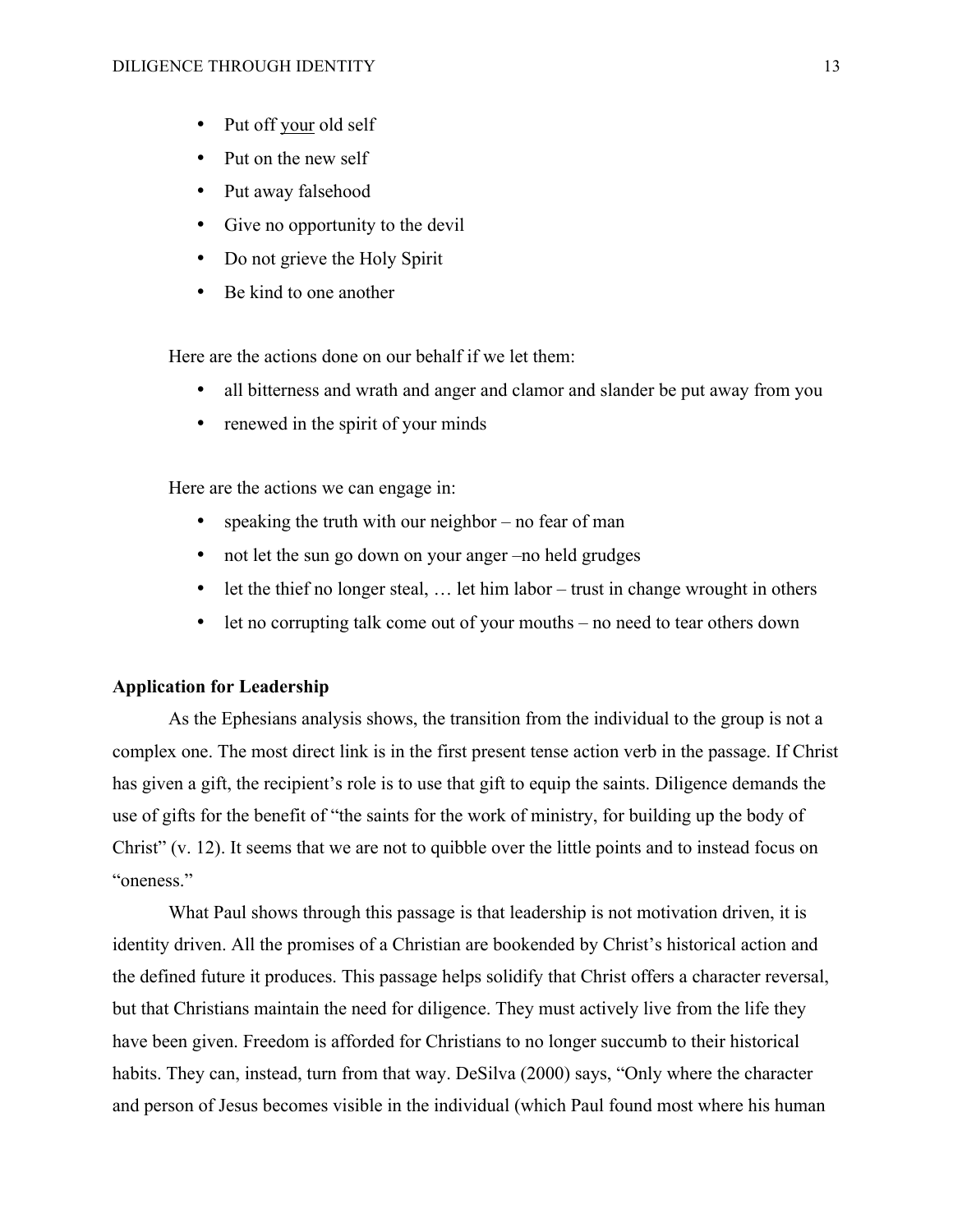- Put off <u>your</u> old self
- Put on the new self
- Put away falsehood
- Give no opportunity to the devil
- Do not grieve the Holy Spirit
- Be kind to one another

Here are the actions done on our behalf if we let them:

- all bitterness and wrath and anger and clamor and slander be put away from you
- renewed in the spirit of your minds

Here are the actions we can engage in:

- speaking the truth with our neighbor – no fear of man
- not let the sun go down on your anger –no held grudges
- let the thief no longer steal, … let him labor – trust in change wrought in others
- let no corrupting talk come out of your mouths – no need to tear others down

**Application for Leadership**

As the Ephesians analysis shows, the transition from the individual to the group is not a complex one. The most direct link is in the first present tense action verb in the passage. If Christ has given a gift, the recipient's role is to use that gift to equip the saints. Diligence demands the use of gifts for the benefit of "the saints for the work of ministry, for building up the body of Christ" (v. 12). It seems that we are not to quibble over the little points and to instead focus on "oneness."

What Paul shows through this passage is that leadership is not motivation driven, it is identity driven. All the promises of a Christian are bookended by Christ's historical action and the defined future it produces. This passage helps solidify that Christ offers a character reversal, but that Christians maintain the need for diligence. They must actively live from the life they have been given. Freedom is afforded for Christians to no longer succumb to their historical habits. They can, instead, turn from that way. DeSilva (2000) says, "Only where the character and person of Jesus becomes visible in the individual (which Paul found most where his human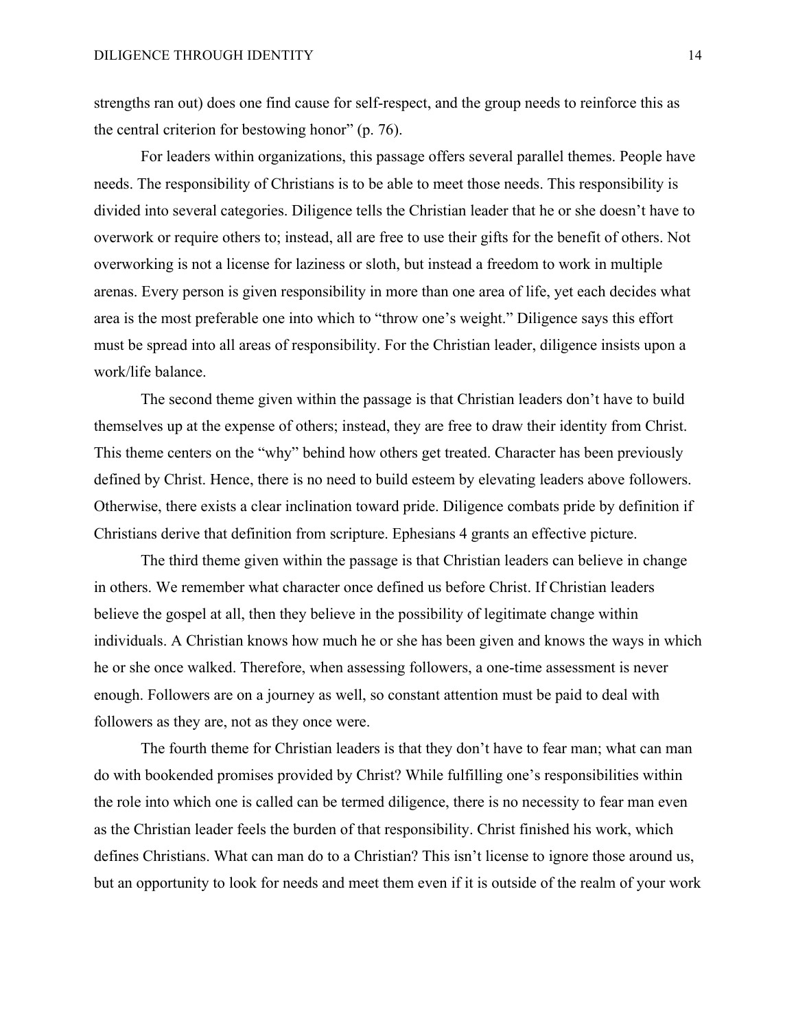strengths ran out) does one find cause for self-respect, and the group needs to reinforce this as the central criterion for bestowing honor" (p. 76).

For leaders within organizations, this passage offers several parallel themes. People have needs. The responsibility of Christians is to be able to meet those needs. This responsibility is divided into several categories. Diligence tells the Christian leader that he or she doesn't have to overwork or require others to; instead, all are free to use their gifts for the benefit of others. Not overworking is not a license for laziness or sloth, but instead a freedom to work in multiple arenas. Every person is given responsibility in more than one area of life, yet each decides what area is the most preferable one into which to "throw one's weight." Diligence says this effort must be spread into all areas of responsibility. For the Christian leader, diligence insists upon a work/life balance.

The second theme given within the passage is that Christian leaders don't have to build themselves up at the expense of others; instead, they are free to draw their identity from Christ. This theme centers on the "why" behind how others get treated. Character has been previously defined by Christ. Hence, there is no need to build esteem by elevating leaders above followers. Otherwise, there exists a clear inclination toward pride. Diligence combats pride by definition if Christians derive that definition from scripture. Ephesians 4 grants an effective picture.

The third theme given within the passage is that Christian leaders can believe in change in others. We remember what character once defined us before Christ. If Christian leaders believe the gospel at all, then they believe in the possibility of legitimate change within individuals. A Christian knows how much he or she has been given and knows the ways in which he or she once walked. Therefore, when assessing followers, a one-time assessment is never enough. Followers are on a journey as well, so constant attention must be paid to deal with followers as they are, not as they once were.

The fourth theme for Christian leaders is that they don't have to fear man; what can man do with bookended promises provided by Christ? While fulfilling one's responsibilities within the role into which one is called can be termed diligence, there is no necessity to fear man even as the Christian leader feels the burden of that responsibility. Christ finished his work, which defines Christians. What can man do to a Christian? This isn't license to ignore those around us, but an opportunity to look for needs and meet them even if it is outside of the realm of your work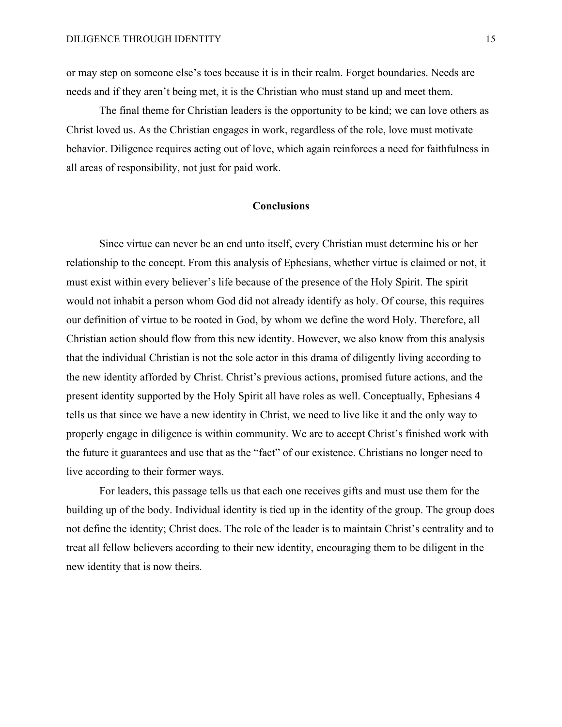or may step on someone else's toes because it is in their realm. Forget boundaries. Needs are needs and if they aren't being met, it is the Christian who must stand up and meet them.

The final theme for Christian leaders is the opportunity to be kind; we can love others as Christ loved us. As the Christian engages in work, regardless of the role, love must motivate behavior. Diligence requires acting out of love, which again reinforces a need for faithfulness in all areas of responsibility, not just for paid work.

## Conclusions

Since virtue can never be an end unto itself, every Christian must determine his or her relationship to the concept. From this analysis of Ephesians, whether virtue is claimed or not, it must exist within every believer's life because of the presence of the Holy Spirit. The spirit would not inhabit a person whom God did not already identify as holy. Of course, this requires our definition of virtue to be rooted in God, by whom we define the word Holy. Therefore, all Christian action should flow from this new identity. However, we also know from this analysis that the individual Christian is not the sole actor in this drama of diligently living according to the new identity afforded by Christ. Christ's previous actions, promised future actions, and the present identity supported by the Holy Spirit all have roles as well. Conceptually, Ephesians 4 tells us that since we have a new identity in Christ, we need to live like it and the only way to properly engage in diligence is within community. We are to accept Christ's finished work with the future it guarantees and use that as the "fact" of our existence. Christians no longer need to live according to their former ways.

For leaders, this passage tells us that each one receives gifts and must use them for the building up of the body. Individual identity is tied up in the identity of the group. The group does not define the identity; Christ does. The role of the leader is to maintain Christ's centrality and to treat all fellow believers according to their new identity, encouraging them to be diligent in the new identity that is now theirs.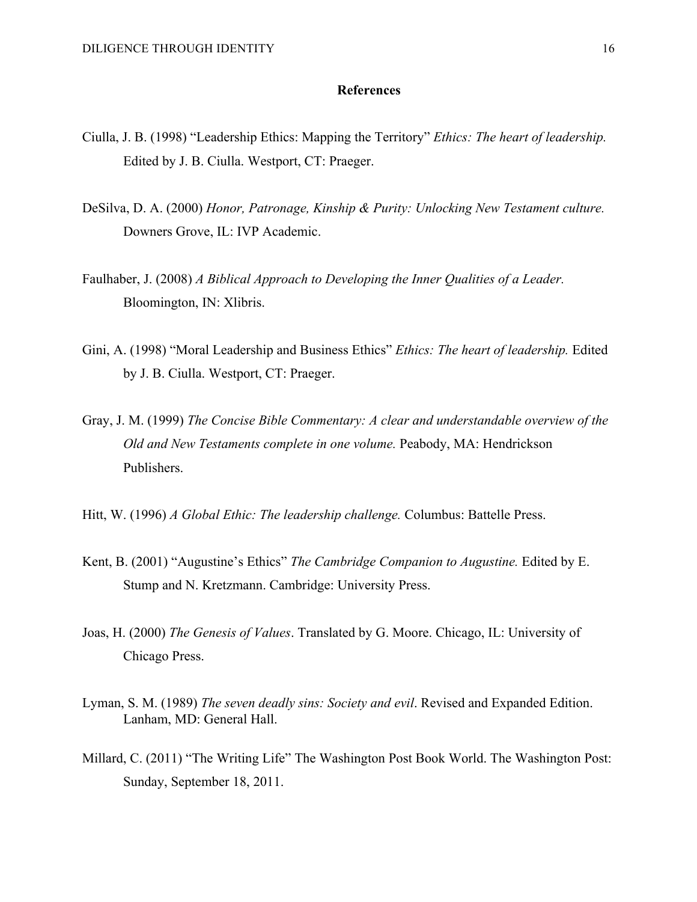# References

Ciulla, J. B. (1998) "Leadership Ethics: Mapping the Territory" *Ethics: The heart of leadership.* Edited by J. B. Ciulla. Westport, CT: Praeger.

DeSilva, D. A. (2000) *Honor, Patronage, Kinship & Purity: Unlocking New Testament culture.* Downers Grove, IL: IVP Academic.

Faulhaber, J. (2008) *A Biblical Approach to Developing the Inner Qualities of a Leader.* Bloomington, IN: Xlibris.

Gini, A. (1998) "Moral Leadership and Business Ethics" *Ethics: The heart of leadership.* Edited by J. B. Ciulla. Westport, CT: Praeger.

Gray, J. M. (1999) *The Concise Bible Commentary: A clear and understandable overview of the Old and New Testaments complete in one volume.* Peabody, MA: Hendrickson Publishers.

Hitt, W. (1996) *A Global Ethic: The leadership challenge.* Columbus: Battelle Press.

Kent, B. (2001) "Augustine's Ethics" *The Cambridge Companion to Augustine.* Edited by E. Stump and N. Kretzmann. Cambridge: University Press.

Joas, H. (2000) *The Genesis of Values*. Translated by G. Moore. Chicago, IL: University of Chicago Press.

Lyman, S. M. (1989) *The seven deadly sins: Society and evil*. Revised and Expanded Edition. Lanham, MD: General Hall.

Millard, C. (2011) "The Writing Life" The Washington Post Book World. The Washington Post: Sunday, September 18, 2011.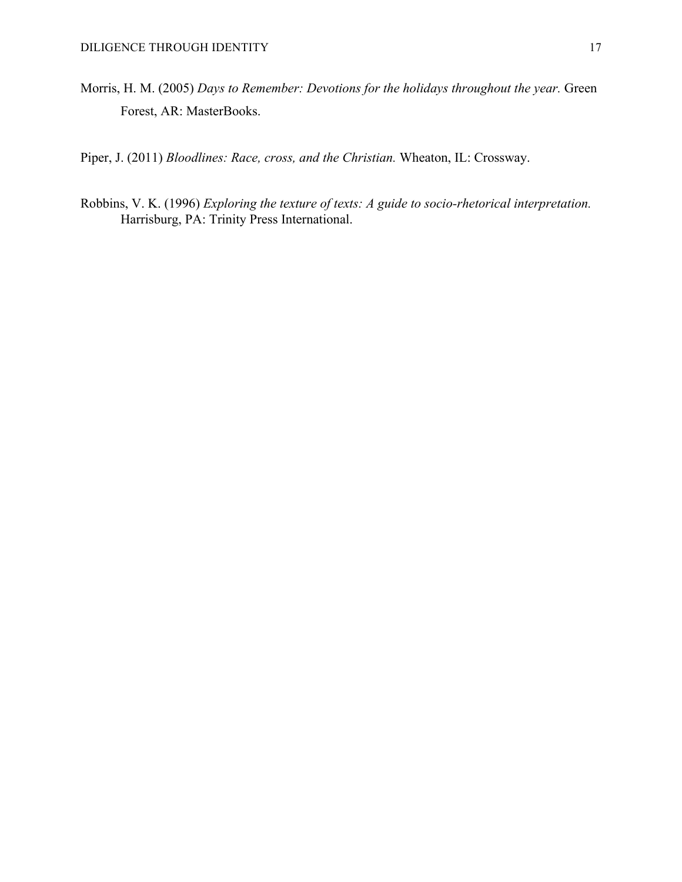Morris, H. M. (2005) *Days to Remember: Devotions for the holidays throughout the year.* Green Forest, AR: MasterBooks.

Piper, J. (2011) *Bloodlines: Race, cross, and the Christian.* Wheaton, IL: Crossway.

Robbins, V. K. (1996) *Exploring the texture of texts: A guide to socio-rhetorical interpretation.* Harrisburg, PA: Trinity Press International.